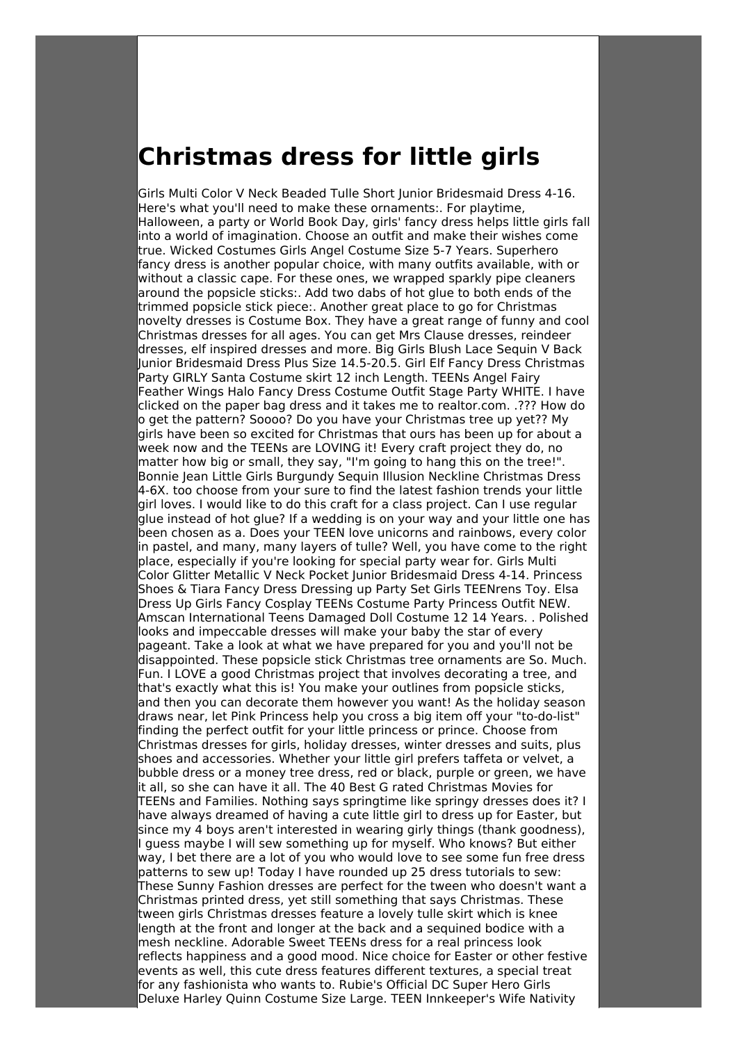# Christmas dress for little girls

Girls Multi Color V Neck Beaded Tulle Short Junior Bridesmaid Dress 4-16. Here's what you'll need to make these ornaments:. For playtime, Halloween, a party or World Book Day, girls' fancy dress helps little girls fall into a world of imagination. Choose an outfit and make their wishes come true. Wicked Costumes Girls Angel Costume Size 5-7 Years. Superhero fancy dress is another popular choice, with many outfits available, with or without a classic cape. For these ones, we wrapped sparkly pipe cleaners around the popsicle sticks:. Add two dabs of hot glue to both ends of the trimmed popsicle stick piece:. Another great place to go for Christmas novelty dresses is Costume Box. They have a great range of funny and cool Christmas dresses for all ages. You can get Mrs Clause dresses, reindeer dresses, elf inspired dresses and more. Big Girls Blush Lace Sequin V Back Junior Bridesmaid Dress Plus Size 14.5-20.5. Girl Elf Fancy Dress Christmas Party GIRLY Santa Costume skirt 12 inch Length. TEENs Angel Fairy Feather Wings Halo Fancy Dress Costume Outfit Stage Party WHITE. I have clicked on the paper bag dress and it takes me to realtor.com. .??? How do o get the pattern? Soooo? Do you have your Christmas tree up yet?? My girls have been so excited for Christmas that ours has been up for about a week now and the TEENs are LOVING it! Every craft project they do, no matter how big or small, they say, "I'm going to hang this on the tree!". Bonnie Jean Little Girls Burgundy Sequin Illusion Neckline Christmas Dress 4-6X. too choose from your sure to find the latest fashion trends your little girl loves. I would like to do this craft for a class project. Can I use regular glue instead of hot glue? If a wedding is on your way and your little one has been chosen as a. Does your TEEN love unicorns and rainbows, every color in pastel, and many, many layers of tulle? Well, you have come to the right place, especially if you're looking for special party wear for. Girls Multi Color Glitter Metallic V Neck Pocket Junior Bridesmaid Dress 4-14. Princess Shoes & Tiara Fancy Dress Dressing up Party Set Girls TEENrens Toy. Elsa Dress Up Girls Fancy Cosplay TEENs Costume Party Princess Outfit NEW. Amscan International Teens Damaged Doll Costume 12 14 Years. . Polished looks and impeccable dresses will make your baby the star of every pageant. Take a look at what we have prepared for you and you'll not be disappointed. These popsicle stick Christmas tree ornaments are So. Much. Fun. I LOVE a good Christmas project that involves decorating a tree, and that's exactly what this is! You make your outlines from popsicle sticks, and then you can decorate them however you want! As the holiday season draws near, let Pink Princess help you cross a big item off your "to-do-list" finding the perfect outfit for your little princess or prince. Choose from Christmas dresses for girls, holiday dresses, winter dresses and suits, plus shoes and accessories. Whether your little girl prefers taffeta or velvet, a bubble dress or a money tree dress, red or black, purple or green, we have it all, so she can have it all. The 40 Best G rated Christmas Movies for TEENs and Families. Nothing says springtime like springy dresses does it? I have always dreamed of having a cute little girl to dress up for Easter, but since my 4 boys aren't interested in wearing girly things (thank goodness), I guess maybe I will sew something up for myself. Who knows? But either way, I bet there are a lot of you who would love to see some fun free dress patterns to sew up! Today I have rounded up 25 dress tutorials to sew: These Sunny Fashion dresses are perfect for the tween who doesn't want a Christmas printed dress, yet still something that says Christmas. These tween girls Christmas dresses feature a lovely tulle skirt which is knee length at the front and longer at the back and a sequined bodice with a mesh neckline. Adorable Sweet TEENs dress for a real princess look reflects happiness and a good mood. Nice choice for Easter or other festive events as well, this cute dress features different textures, a special treat for any fashionista who wants to. Rubie's Official DC Super Hero Girls Deluxe Harley Quinn Costume Size Large. TEEN Innkeeper's Wife Nativity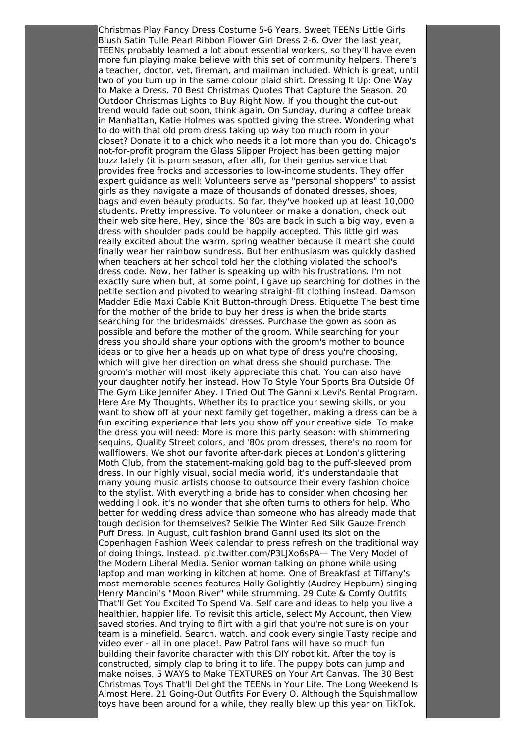Christmas Play Fancy Dress Costume 5-6 Years. Sweet TEENs Little Girls Blush Satin Tulle Pearl Ribbon Flower Girl Dress 2-6. Over the last year, TEENs probably learned a lot about essential workers, so they'll have even more fun playing make believe with this set of community helpers. There's a teacher, doctor, vet, fireman, and mailman included. Which is great, until two of you turn up in the same colour plaid shirt. Dressing It Up: One Way to Make a Dress. 70 Best Christmas Quotes That Capture the Season. 20 Outdoor Christmas Lights to Buy Right Now. If you thought the cut-out trend would fade out soon, think again. On Sunday, during a coffee break in Manhattan, Katie Holmes was spotted giving the stree. Wondering what to do with that old prom dress taking up way too much room in your closet? Donate it to a chick who needs it a lot more than you do. Chicago's not-for-profit program the Glass Slipper Project has been getting major buzz lately (it is prom season, after all), for their genius service that provides free frocks and accessories to low-income students. They offer expert guidance as well: Volunteers serve as "personal shoppers" to assist girls as they navigate a maze of thousands of donated dresses, shoes, bags and even beauty products. So far, they've hooked up at least 10,000 students. Pretty impressive. To volunteer or make a donation, check out their web site here. Hey, since the '80s are back in such a big way, even a dress with shoulder pads could be happily accepted. This little girl was really excited about the warm, spring weather because it meant she could finally wear her rainbow sundress. But her enthusiasm was quickly dashed when teachers at her school told her the clothing violated the school's dress code. Now, her father is speaking up with his frustrations. I'm not exactly sure when but, at some point, I gave up searching for clothes in the petite section and pivoted to wearing straight-fit clothing instead. Damson Madder Edie Maxi Cable Knit Button-through Dress. Etiquette The best time for the mother of the bride to buy her dress is when the bride starts searching for the bridesmaids' dresses. Purchase the gown as soon as possible and before the mother of the groom. While searching for your dress you should share your options with the groom's mother to bounce ideas or to give her a heads up on what type of dress you're choosing, which will give her direction on what dress she should purchase. The groom's mother will most likely appreciate this chat. You can also have your daughter notify her instead. How To Style Your Sports Bra Outside Of The Gym Like Jennifer Abey. I Tried Out The Ganni x Levi's Rental Program. Here Are My Thoughts. Whether its to practice your sewing skills, or you want to show off at your next family get together, making a dress can be a fun exciting experience that lets you show off your creative side. To make the dress you will need: More is more this party season: with shimmering sequins, Quality Street colors, and '80s prom dresses, there's no room for wallflowers. We shot our favorite after-dark pieces at London's glittering Moth Club, from the statement-making gold bag to the puff-sleeved prom dress. In our highly visual, social media world, it's understandable that many young music artists choose to outsource their every fashion choice to the stylist. With everything a bride has to consider when choosing her wedding l ook, it's no wonder that she often turns to others for help. Who better for wedding dress advice than someone who has already made that tough decision for themselves? Selkie The Winter Red Silk Gauze French Puff Dress. In August, cult fashion brand Ganni used its slot on the Copenhagen Fashion Week calendar to press refresh on the traditional way of doing things. Instead. pic.twitter.com/P3LJXo6sPA— The Very Model of the Modern Liberal Media. Senior woman talking on phone while using laptop and man working in kitchen at home. One of Breakfast at Tiffany's most memorable scenes features Holly Golightly (Audrey Hepburn) singing Henry Mancini's "Moon River" while strumming. 29 Cute & Comfy Outfits That'll Get You Excited To Spend Va. Self care and ideas to help you live a healthier, happier life. To revisit this article, select My Account, then View saved stories. And trying to flirt with a girl that you're not sure is on your team is a minefield. Search, watch, and cook every single Tasty recipe and video ever - all in one place!. Paw Patrol fans will have so much fun building their favorite character with this DIY robot kit. After the toy is constructed, simply clap to bring it to life. The puppy bots can jump and make noises. 5 WAYS to Make TEXTURES on Your Art Canvas. The 30 Best Christmas Toys That'll Delight the TEENs in Your Life. The Long Weekend Is Almost Here. 21 Going-Out Outfits For Every O. Although the Squishmallow toys have been around for a while, they really blew up this year on TikTok.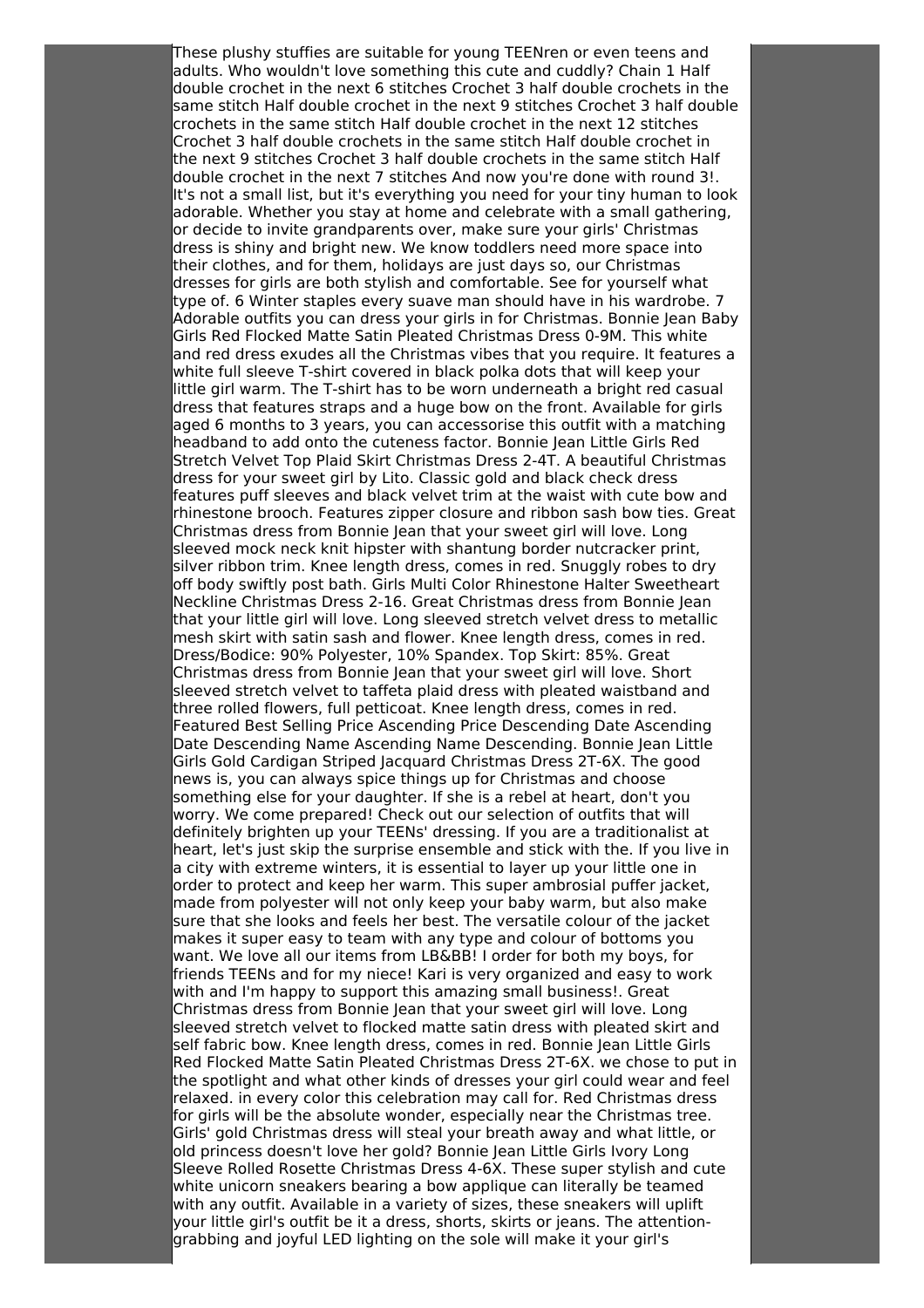These plushy stuffies are suitable for young TEENren or even teens and adults. Who wouldn't love something this cute and cuddly? Chain 1 Half double crochet in the next 6 stitches Crochet 3 half double crochets in the same stitch Half double crochet in the next 9 stitches Crochet 3 half double crochets in the same stitch Half double crochet in the next 12 stitches Crochet 3 half double crochets in the same stitch Half double crochet in the next 9 stitches Crochet 3 half double crochets in the same stitch Half double crochet in the next 7 stitches And now you're done with round 3!. It's not a small list, but it's everything you need for your tiny human to look adorable. Whether you stay at home and celebrate with a small gathering, or decide to invite grandparents over, make sure your girls' Christmas dress is shiny and bright new. We know toddlers need more space into their clothes, and for them, holidays are just days so, our Christmas dresses for girls are both stylish and comfortable. See for yourself what type of. 6 Winter staples every suave man should have in his wardrobe. 7 Adorable outfits you can dress your girls in for Christmas. Bonnie Jean Baby Girls Red Flocked Matte Satin Pleated Christmas Dress 0-9M. This white and red dress exudes all the Christmas vibes that you require. It features a white full sleeve T-shirt covered in black polka dots that will keep your little girl warm. The T-shirt has to be worn underneath a bright red casual dress that features straps and a huge bow on the front. Available for girls aged 6 months to 3 years, you can accessorise this outfit with a matching headband to add onto the cuteness factor. Bonnie Jean Little Girls Red Stretch Velvet Top Plaid Skirt Christmas Dress 2-4T. A beautiful Christmas dress for your sweet girl by Lito. Classic gold and black check dress features puff sleeves and black velvet trim at the waist with cute bow and rhinestone brooch. Features zipper closure and ribbon sash bow ties. Great Christmas dress from Bonnie Jean that your sweet girl will love. Long sleeved mock neck knit hipster with shantung border nutcracker print, silver ribbon trim. Knee length dress, comes in red. Snuggly robes to dry off body swiftly post bath. Girls Multi Color Rhinestone Halter Sweetheart Neckline Christmas Dress 2-16. Great Christmas dress from Bonnie Jean that your little girl will love. Long sleeved stretch velvet dress to metallic mesh skirt with satin sash and flower. Knee length dress, comes in red. Dress/Bodice: 90% Polyester, 10% Spandex. Top Skirt: 85%. Great Christmas dress from Bonnie Jean that your sweet girl will love. Short sleeved stretch velvet to taffeta plaid dress with pleated waistband and three rolled flowers, full petticoat. Knee length dress, comes in red. Featured Best Selling Price Ascending Price Descending Date Ascending Date Descending Name Ascending Name Descending. Bonnie Jean Little Girls Gold Cardigan Striped Jacquard Christmas Dress 2T-6X. The good news is, you can always spice things up for Christmas and choose something else for your daughter. If she is a rebel at heart, don't you worry. We come prepared! Check out our selection of outfits that will definitely brighten up your TEENs' dressing. If you are a traditionalist at heart, let's just skip the surprise ensemble and stick with the. If you live in a city with extreme winters, it is essential to layer up your little one in order to protect and keep her warm. This super ambrosial puffer jacket, made from polyester will not only keep your baby warm, but also make sure that she looks and feels her best. The versatile colour of the jacket makes it super easy to team with any type and colour of bottoms you want. We love all our items from LB&BB! I order for both my boys, for friends TEENs and for my niece! Kari is very organized and easy to work with and I'm happy to support this amazing small business!. Great Christmas dress from Bonnie Jean that your sweet girl will love. Long sleeved stretch velvet to flocked matte satin dress with pleated skirt and self fabric bow. Knee length dress, comes in red. Bonnie Jean Little Girls Red Flocked Matte Satin Pleated Christmas Dress 2T-6X. we chose to put in the spotlight and what other kinds of dresses your girl could wear and feel relaxed. in every color this celebration may call for. Red Christmas dress for girls will be the absolute wonder, especially near the Christmas tree. Girls' gold Christmas dress will steal your breath away and what little, or old princess doesn't love her gold? Bonnie Jean Little Girls Ivory Long Sleeve Rolled Rosette Christmas Dress 4-6X. These super stylish and cute white unicorn sneakers bearing a bow applique can literally be teamed with any outfit. Available in a variety of sizes, these sneakers will uplift your little girl's outfit be it a dress, shorts, skirts or jeans. The attention-grabbing and joyful LED lighting on the sole will make it your girl's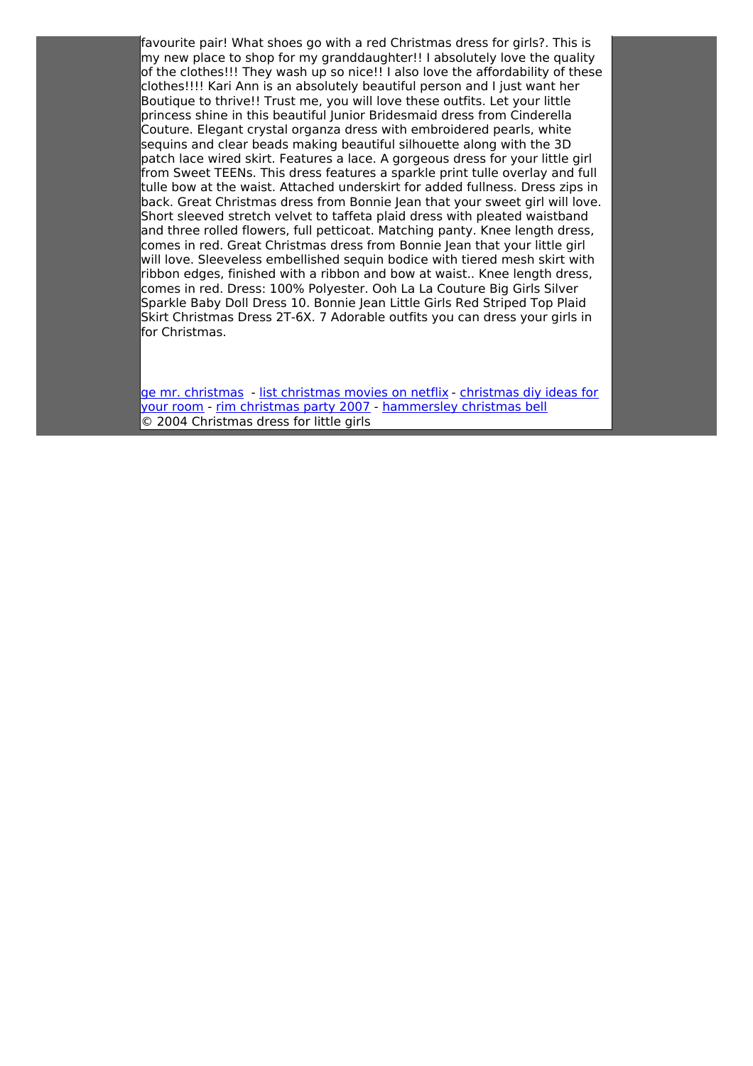favourite pair! What shoes go with a red Christmas dress for girls?. This is my new place to shop for my granddaughter!! I absolutely love the quality of the clothes!!! They wash up so nice!! I also love the affordability of these clothes!!!! Kari Ann is an absolutely beautiful person and I just want her Boutique to thrive!! Trust me, you will love these outfits. Let your little princess shine in this beautiful Junior Bridesmaid dress from Cinderella Couture. Elegant crystal organza dress with embroidered pearls, white sequins and clear beads making beautiful silhouette along with the 3D patch lace wired skirt. Features a lace. A gorgeous dress for your little girl from Sweet TEENs. This dress features a sparkle print tulle overlay and full tulle bow at the waist. Attached underskirt for added fullness. Dress zips in back. Great Christmas dress from Bonnie Jean that your sweet girl will love. Short sleeved stretch velvet to taffeta plaid dress with pleated waistband and three rolled flowers, full petticoat. Matching panty. Knee length dress, comes in red. Great Christmas dress from Bonnie Jean that your little girl will love. Sleeveless embellished sequin bodice with tiered mesh skirt with ribbon edges, finished with a ribbon and bow at waist.. Knee length dress, comes in red. Dress: 100% Polyester. Ooh La La Couture Big Girls Silver Sparkle Baby Doll Dress 10. Bonnie Jean Little Girls Red Striped Top Plaid Skirt Christmas Dress 2T-6X. 7 Adorable outfits you can dress your girls in for Christmas.

ge mr. christmas - list christmas movies on netflix - christmas diy ideas for your room - rim christmas party 2007 - hammersley christmas bell

© 2004 Christmas dress for little girls